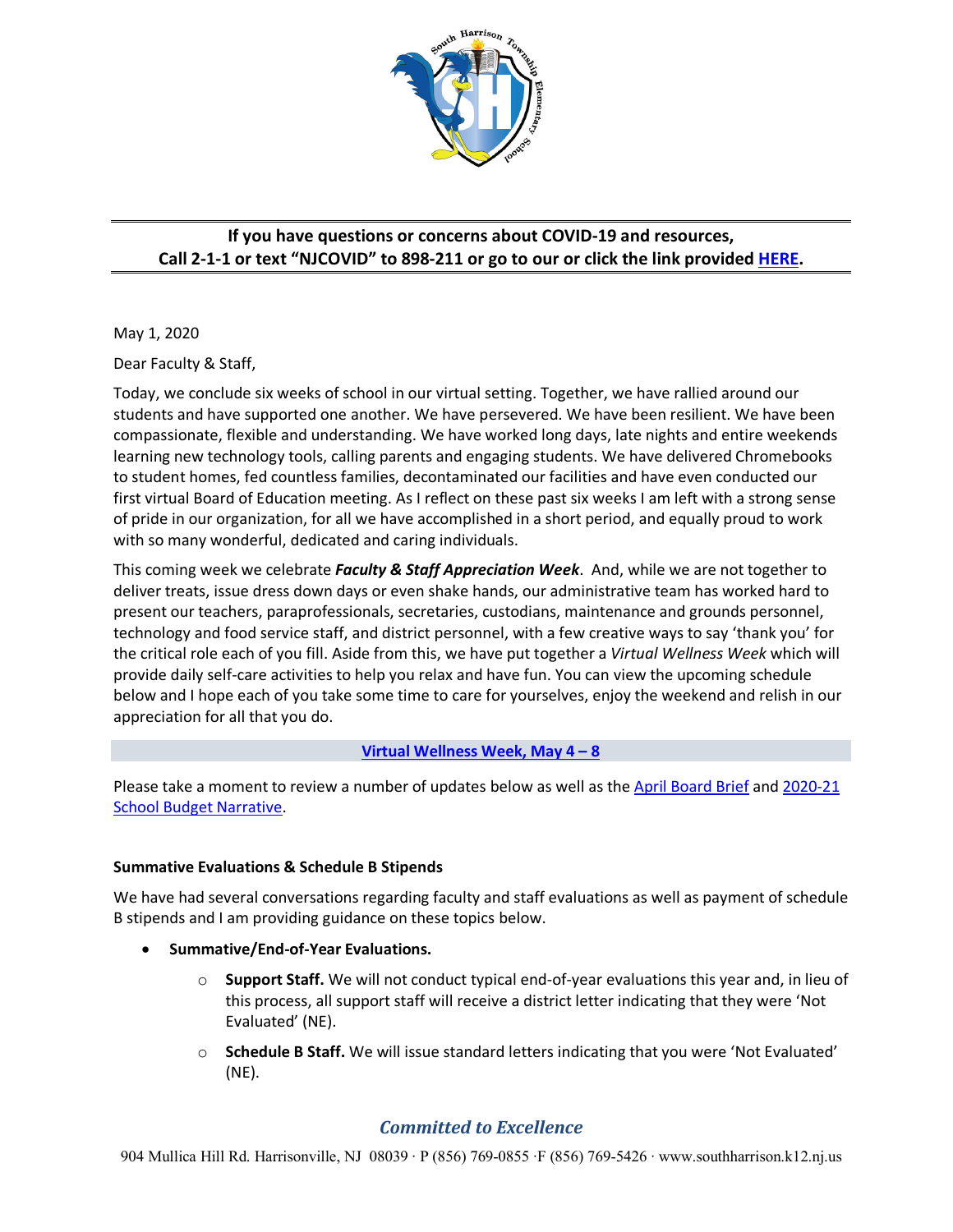**If you have questions or concerns about COVID-19 and resources, Call 2-1-1 or text "NJCOVID" to 898-211 or go to our or click the link provided HERE.**

May 1, 2020

Dear Faculty & Staff,

Today, we conclude six weeks of school in our virtual setting. Together, we have rallied around our students and have supported one another. We have persevered. We have been resilient. We have been compassionate, flexible and understanding. We have worked long days, late nights and entire weekends learning new technology tools, calling parents and engaging students. We have delivered Chromebooks to student homes, fed countless families, decontaminated our facilities and have even conducted our first virtual Board of Education meeting. As I reflect on these past six weeks I am left with a strong sense of pride in our organization, for all we have accomplished in a short period, and equally proud to work with so many wonderful, dedicated and caring individuals.

This coming week we celebrate ***Faculty & Staff Appreciation Week***. And, while we are not together to deliver treats, issue dress down days or even shake hands, our administrative team has worked hard to present our teachers, paraprofessionals, secretaries, custodians, maintenance and grounds personnel, technology and food service staff, and district personnel, with a few creative ways to say 'thank you' for the critical role each of you fill. Aside from this, we have put together a *Virtual Wellness Week* which will provide daily self-care activities to help you relax and have fun. You can view the upcoming schedule below and I hope each of you take some time to care for yourselves, enjoy the weekend and relish in our appreciation for all that you do.

**Virtual Wellness Week, May 4 – 8**

Please take a moment to review a number of updates below as well as the April Board Brief and 2020-21 School Budget Narrative.

**Summative Evaluations & Schedule B Stipends**

We have had several conversations regarding faculty and staff evaluations as well as payment of schedule B stipends and I am providing guidance on these topics below.

- **Summative/End-of-Year Evaluations.**
  - **Support Staff.** We will not conduct typical end-of-year evaluations this year and, in lieu of this process, all support staff will receive a district letter indicating that they were 'Not Evaluated' (NE).
  - **Schedule B Staff.** We will issue standard letters indicating that you were 'Not Evaluated' (NE).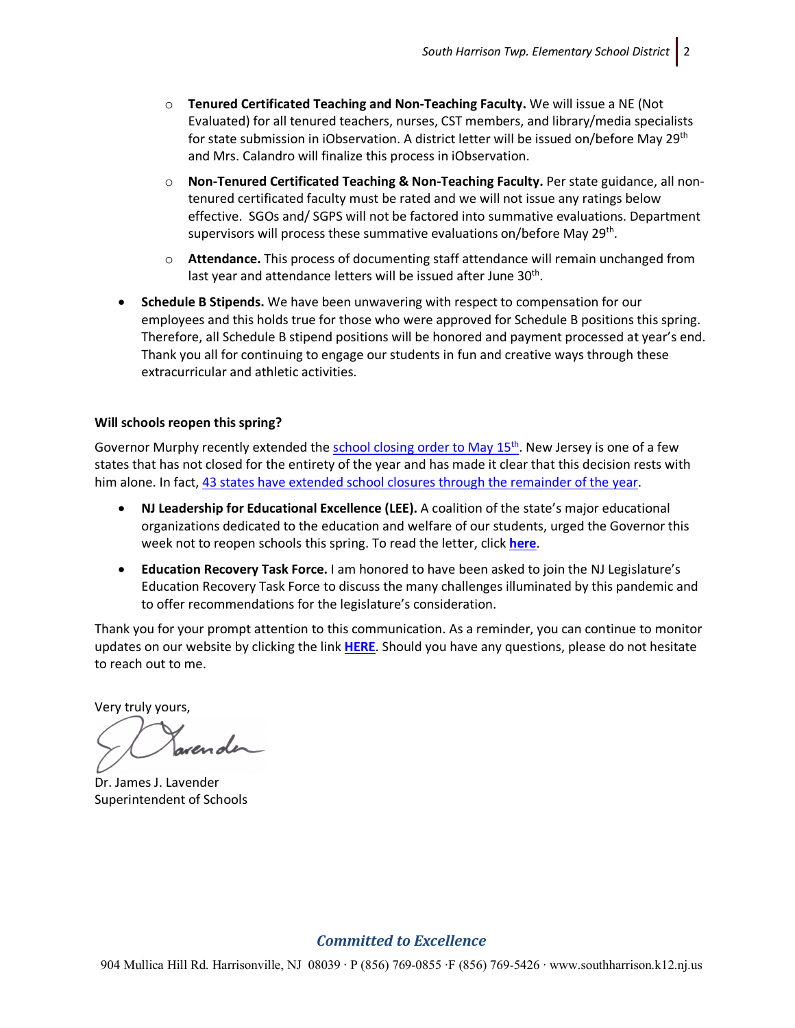- **Tenured Certificated Teaching and Non-Teaching Faculty.** We will issue a NE (Not Evaluated) for all tenured teachers, nurses, CST members, and library/media specialists for state submission in iObservation. A district letter will be issued on/before May 29th and Mrs. Calandro will finalize this process in iObservation.
- **Non-Tenured Certificated Teaching & Non-Teaching Faculty.** Per state guidance, all non-tenured certificated faculty must be rated and we will not issue any ratings below effective. SGOs and/ SGPS will not be factored into summative evaluations. Department supervisors will process these summative evaluations on/before May 29th.
- **Attendance.** This process of documenting staff attendance will remain unchanged from last year and attendance letters will be issued after June 30th.

- **Schedule B Stipends.** We have been unwavering with respect to compensation for our employees and this holds true for those who were approved for Schedule B positions this spring. Therefore, all Schedule B stipend positions will be honored and payment processed at year's end. Thank you all for continuing to engage our students in fun and creative ways through these extracurricular and athletic activities.

**Will schools reopen this spring?**

Governor Murphy recently extended the school closing order to May 15th. New Jersey is one of a few states that has not closed for the entirety of the year and has made it clear that this decision rests with him alone. In fact, 43 states have extended school closures through the remainder of the year.

- **NJ Leadership for Educational Excellence (LEE).** A coalition of the state's major educational organizations dedicated to the education and welfare of our students, urged the Governor this week not to reopen schools this spring. To read the letter, click **here**.
- **Education Recovery Task Force.** I am honored to have been asked to join the NJ Legislature's Education Recovery Task Force to discuss the many challenges illuminated by this pandemic and to offer recommendations for the legislature's consideration.

Thank you for your prompt attention to this communication. As a reminder, you can continue to monitor updates on our website by clicking the link **HERE**. Should you have any questions, please do not hesitate to reach out to me.

Very truly yours,

Dr. James J. Lavender
Superintendent of Schools

*Committed to Excellence*

904 Mullica Hill Rd. Harrisonville, NJ 08039 · P (856) 769-0855 ·F (856) 769-5426 · www.southharrison.k12.nj.us